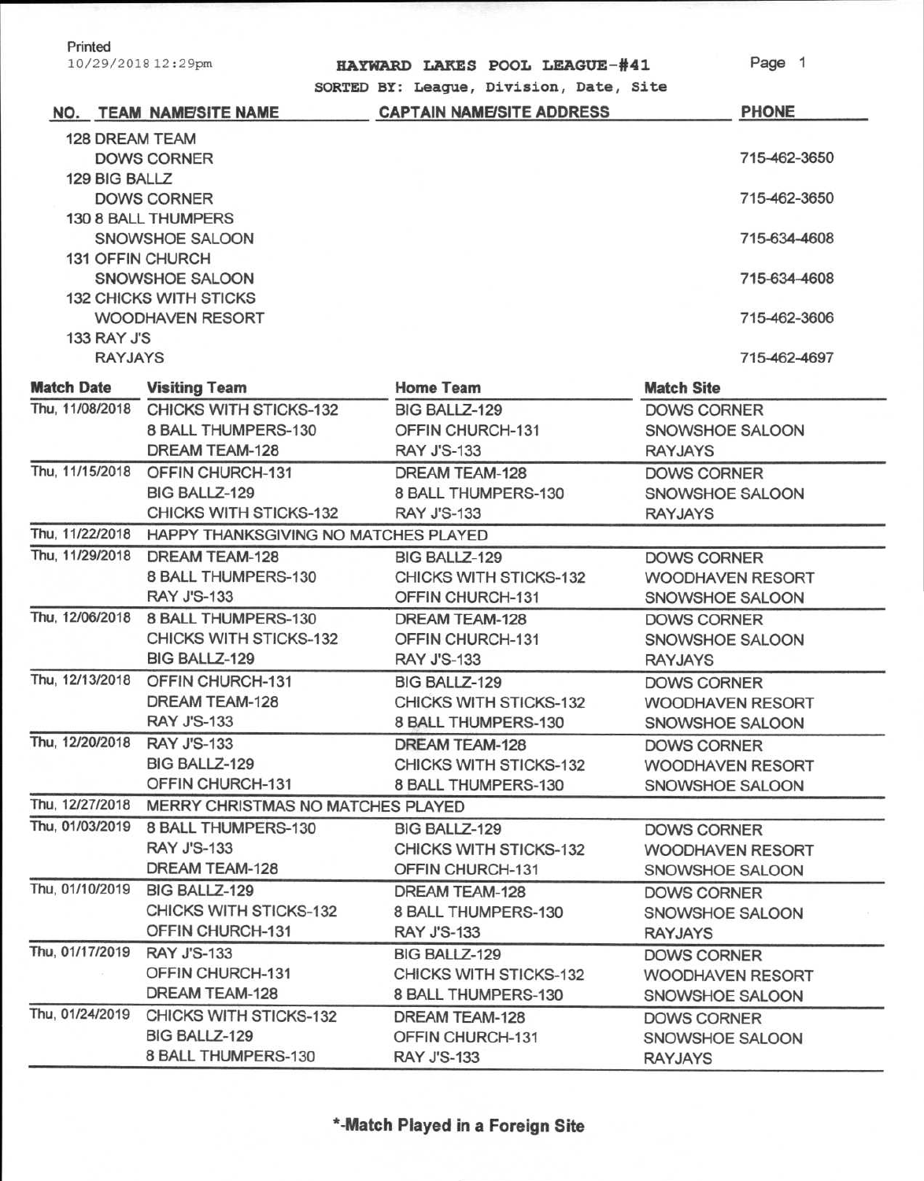Printed
10/29/2018 12:29pm

# HAYWARD LAKES POOL LEAGUE-#41

SORTED BY: League, Division, Date, Site

| NO. | TEAM NAME/SITE NAME | CAPTAIN NAME/SITE ADDRESS | PHONE |
|---|---|---|---|
| 128 | DREAM TEAM | | |
| | DOWS CORNER | | 715-462-3650 |
| 129 | BIG BALLZ | | |
| | DOWS CORNER | | 715-462-3650 |
| 130 | 8 BALL THUMPERS | | |
| | SNOWSHOE SALOON | | 715-634-4608 |
| 131 | OFFIN CHURCH | | |
| | SNOWSHOE SALOON | | 715-634-4608 |
| 132 | CHICKS WITH STICKS | | |
| | WOODHAVEN RESORT | | 715-462-3606 |
| 133 | RAY J'S | | |
| | RAYJAYS | | 715-462-4697 |

| Match Date | Visiting Team | Home Team | Match Site |
|---|---|---|---|
| Thu, 11/08/2018 | CHICKS WITH STICKS-132 | BIG BALLZ-129 | DOWS CORNER |
| | 8 BALL THUMPERS-130 | OFFIN CHURCH-131 | SNOWSHOE SALOON |
| | DREAM TEAM-128 | RAY J'S-133 | RAYJAYS |
| Thu, 11/15/2018 | OFFIN CHURCH-131 | DREAM TEAM-128 | DOWS CORNER |
| | BIG BALLZ-129 | 8 BALL THUMPERS-130 | SNOWSHOE SALOON |
| | CHICKS WITH STICKS-132 | RAY J'S-133 | RAYJAYS |
| Thu, 11/22/2018 | HAPPY THANKSGIVING NO MATCHES PLAYED | | |
| Thu, 11/29/2018 | DREAM TEAM-128 | BIG BALLZ-129 | DOWS CORNER |
| | 8 BALL THUMPERS-130 | CHICKS WITH STICKS-132 | WOODHAVEN RESORT |
| | RAY J'S-133 | OFFIN CHURCH-131 | SNOWSHOE SALOON |
| Thu, 12/06/2018 | 8 BALL THUMPERS-130 | DREAM TEAM-128 | DOWS CORNER |
| | CHICKS WITH STICKS-132 | OFFIN CHURCH-131 | SNOWSHOE SALOON |
| | BIG BALLZ-129 | RAY J'S-133 | RAYJAYS |
| Thu, 12/13/2018 | OFFIN CHURCH-131 | BIG BALLZ-129 | DOWS CORNER |
| | DREAM TEAM-128 | CHICKS WITH STICKS-132 | WOODHAVEN RESORT |
| | RAY J'S-133 | 8 BALL THUMPERS-130 | SNOWSHOE SALOON |
| Thu, 12/20/2018 | RAY J'S-133 | DREAM TEAM-128 | DOWS CORNER |
| | BIG BALLZ-129 | CHICKS WITH STICKS-132 | WOODHAVEN RESORT |
| | OFFIN CHURCH-131 | 8 BALL THUMPERS-130 | SNOWSHOE SALOON |
| Thu, 12/27/2018 | MERRY CHRISTMAS NO MATCHES PLAYED | | |
| Thu, 01/03/2019 | 8 BALL THUMPERS-130 | BIG BALLZ-129 | DOWS CORNER |
| | RAY J'S-133 | CHICKS WITH STICKS-132 | WOODHAVEN RESORT |
| | DREAM TEAM-128 | OFFIN CHURCH-131 | SNOWSHOE SALOON |
| Thu, 01/10/2019 | BIG BALLZ-129 | DREAM TEAM-128 | DOWS CORNER |
| | CHICKS WITH STICKS-132 | 8 BALL THUMPERS-130 | SNOWSHOE SALOON |
| | OFFIN CHURCH-131 | RAY J'S-133 | RAYJAYS |
| Thu, 01/17/2019 | RAY J'S-133 | BIG BALLZ-129 | DOWS CORNER |
| | OFFIN CHURCH-131 | CHICKS WITH STICKS-132 | WOODHAVEN RESORT |
| | DREAM TEAM-128 | 8 BALL THUMPERS-130 | SNOWSHOE SALOON |
| Thu, 01/24/2019 | CHICKS WITH STICKS-132 | DREAM TEAM-128 | DOWS CORNER |
| | BIG BALLZ-129 | OFFIN CHURCH-131 | SNOWSHOE SALOON |
| | 8 BALL THUMPERS-130 | RAY J'S-133 | RAYJAYS |

**\*-Match Played in a Foreign Site**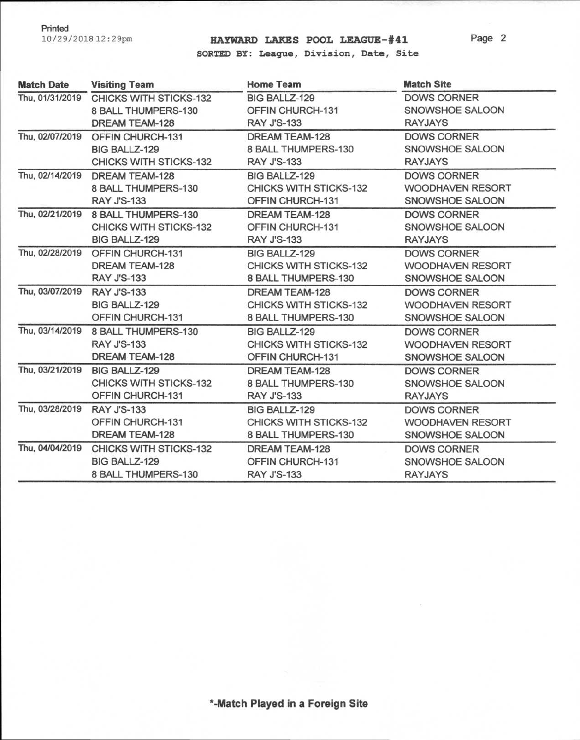Printed
10/29/2018 12:29pm

# HAYWARD LAKES POOL LEAGUE-#41

SORTED BY: League, Division, Date, Site

| Match Date | Visiting Team | Home Team | Match Site |
| --- | --- | --- | --- |
| Thu, 01/31/2019 | CHICKS WITH STICKS-132 | BIG BALLZ-129 | DOWS CORNER |
| | 8 BALL THUMPERS-130 | OFFIN CHURCH-131 | SNOWSHOE SALOON |
| | DREAM TEAM-128 | RAY J'S-133 | RAYJAYS |
| Thu, 02/07/2019 | OFFIN CHURCH-131 | DREAM TEAM-128 | DOWS CORNER |
| | BIG BALLZ-129 | 8 BALL THUMPERS-130 | SNOWSHOE SALOON |
| | CHICKS WITH STICKS-132 | RAY J'S-133 | RAYJAYS |
| Thu, 02/14/2019 | DREAM TEAM-128 | BIG BALLZ-129 | DOWS CORNER |
| | 8 BALL THUMPERS-130 | CHICKS WITH STICKS-132 | WOODHAVEN RESORT |
| | RAY J'S-133 | OFFIN CHURCH-131 | SNOWSHOE SALOON |
| Thu, 02/21/2019 | 8 BALL THUMPERS-130 | DREAM TEAM-128 | DOWS CORNER |
| | CHICKS WITH STICKS-132 | OFFIN CHURCH-131 | SNOWSHOE SALOON |
| | BIG BALLZ-129 | RAY J'S-133 | RAYJAYS |
| Thu, 02/28/2019 | OFFIN CHURCH-131 | BIG BALLZ-129 | DOWS CORNER |
| | DREAM TEAM-128 | CHICKS WITH STICKS-132 | WOODHAVEN RESORT |
| | RAY J'S-133 | 8 BALL THUMPERS-130 | SNOWSHOE SALOON |
| Thu, 03/07/2019 | RAY J'S-133 | DREAM TEAM-128 | DOWS CORNER |
| | BIG BALLZ-129 | CHICKS WITH STICKS-132 | WOODHAVEN RESORT |
| | OFFIN CHURCH-131 | 8 BALL THUMPERS-130 | SNOWSHOE SALOON |
| Thu, 03/14/2019 | 8 BALL THUMPERS-130 | BIG BALLZ-129 | DOWS CORNER |
| | RAY J'S-133 | CHICKS WITH STICKS-132 | WOODHAVEN RESORT |
| | DREAM TEAM-128 | OFFIN CHURCH-131 | SNOWSHOE SALOON |
| Thu, 03/21/2019 | BIG BALLZ-129 | DREAM TEAM-128 | DOWS CORNER |
| | CHICKS WITH STICKS-132 | 8 BALL THUMPERS-130 | SNOWSHOE SALOON |
| | OFFIN CHURCH-131 | RAY J'S-133 | RAYJAYS |
| Thu, 03/28/2019 | RAY J'S-133 | BIG BALLZ-129 | DOWS CORNER |
| | OFFIN CHURCH-131 | CHICKS WITH STICKS-132 | WOODHAVEN RESORT |
| | DREAM TEAM-128 | 8 BALL THUMPERS-130 | SNOWSHOE SALOON |
| Thu, 04/04/2019 | CHICKS WITH STICKS-132 | DREAM TEAM-128 | DOWS CORNER |
| | BIG BALLZ-129 | OFFIN CHURCH-131 | SNOWSHOE SALOON |
| | 8 BALL THUMPERS-130 | RAY J'S-133 | RAYJAYS |

**\*-Match Played in a Foreign Site**